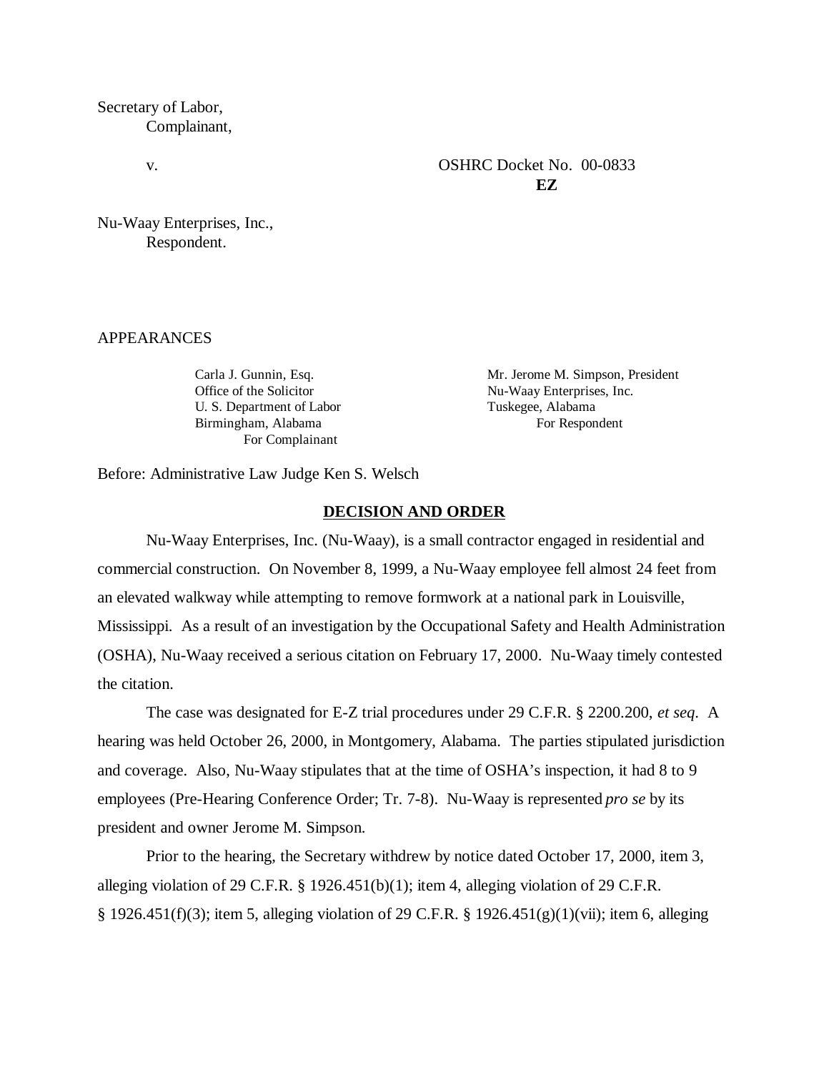Secretary of Labor,
Complainant,

v.

OSHRC Docket No. 00-0833
**EZ**

Nu-Waay Enterprises, Inc.,
Respondent.

APPEARANCES

Carla J. Gunnin, Esq.
Office of the Solicitor
U. S. Department of Labor
Birmingham, Alabama
For Complainant

Mr. Jerome M. Simpson, President
Nu-Waay Enterprises, Inc.
Tuskegee, Alabama
For Respondent

Before: Administrative Law Judge Ken S. Welsch

## DECISION AND ORDER

Nu-Waay Enterprises, Inc. (Nu-Waay), is a small contractor engaged in residential and commercial construction. On November 8, 1999, a Nu-Waay employee fell almost 24 feet from an elevated walkway while attempting to remove formwork at a national park in Louisville, Mississippi. As a result of an investigation by the Occupational Safety and Health Administration (OSHA), Nu-Waay received a serious citation on February 17, 2000. Nu-Waay timely contested the citation.

The case was designated for E-Z trial procedures under 29 C.F.R. § 2200.200, *et seq*. A hearing was held October 26, 2000, in Montgomery, Alabama. The parties stipulated jurisdiction and coverage. Also, Nu-Waay stipulates that at the time of OSHA's inspection, it had 8 to 9 employees (Pre-Hearing Conference Order; Tr. 7-8). Nu-Waay is represented *pro se* by its president and owner Jerome M. Simpson.

Prior to the hearing, the Secretary withdrew by notice dated October 17, 2000, item 3, alleging violation of 29 C.F.R. § 1926.451(b)(1); item 4, alleging violation of 29 C.F.R. § 1926.451(f)(3); item 5, alleging violation of 29 C.F.R. § 1926.451(g)(1)(vii); item 6, alleging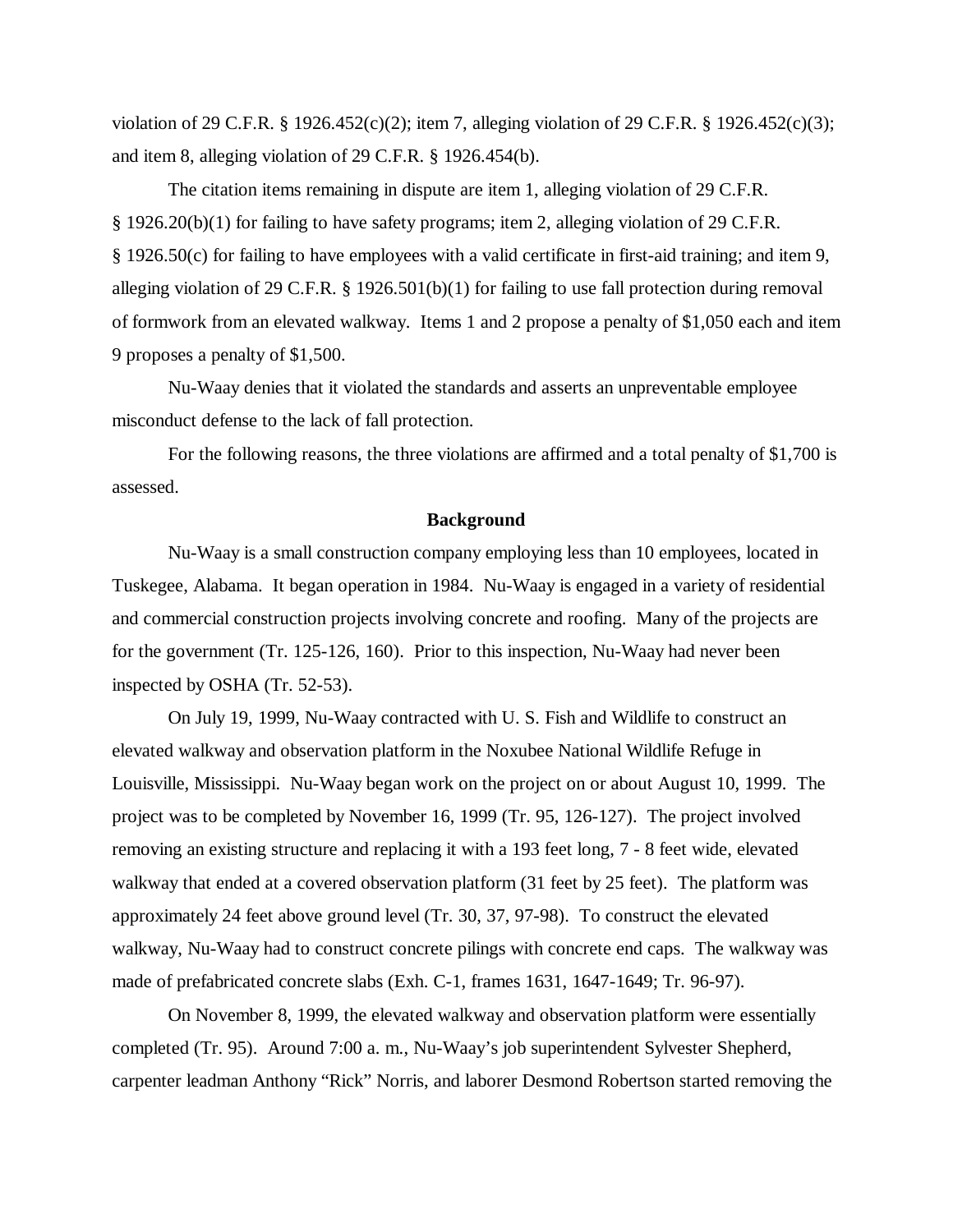violation of 29 C.F.R. § 1926.452(c)(2); item 7, alleging violation of 29 C.F.R. § 1926.452(c)(3); and item 8, alleging violation of 29 C.F.R. § 1926.454(b).

The citation items remaining in dispute are item 1, alleging violation of 29 C.F.R. § 1926.20(b)(1) for failing to have safety programs; item 2, alleging violation of 29 C.F.R. § 1926.50(c) for failing to have employees with a valid certificate in first-aid training; and item 9, alleging violation of 29 C.F.R. § 1926.501(b)(1) for failing to use fall protection during removal of formwork from an elevated walkway. Items 1 and 2 propose a penalty of $1,050 each and item 9 proposes a penalty of $1,500.

Nu-Waay denies that it violated the standards and asserts an unpreventable employee misconduct defense to the lack of fall protection.

For the following reasons, the three violations are affirmed and a total penalty of $1,700 is assessed.

**Background**

Nu-Waay is a small construction company employing less than 10 employees, located in Tuskegee, Alabama. It began operation in 1984. Nu-Waay is engaged in a variety of residential and commercial construction projects involving concrete and roofing. Many of the projects are for the government (Tr. 125-126, 160). Prior to this inspection, Nu-Waay had never been inspected by OSHA (Tr. 52-53).

On July 19, 1999, Nu-Waay contracted with U. S. Fish and Wildlife to construct an elevated walkway and observation platform in the Noxubee National Wildlife Refuge in Louisville, Mississippi. Nu-Waay began work on the project on or about August 10, 1999. The project was to be completed by November 16, 1999 (Tr. 95, 126-127). The project involved removing an existing structure and replacing it with a 193 feet long, 7 - 8 feet wide, elevated walkway that ended at a covered observation platform (31 feet by 25 feet). The platform was approximately 24 feet above ground level (Tr. 30, 37, 97-98). To construct the elevated walkway, Nu-Waay had to construct concrete pilings with concrete end caps. The walkway was made of prefabricated concrete slabs (Exh. C-1, frames 1631, 1647-1649; Tr. 96-97).

On November 8, 1999, the elevated walkway and observation platform were essentially completed (Tr. 95). Around 7:00 a. m., Nu-Waay's job superintendent Sylvester Shepherd, carpenter leadman Anthony "Rick" Norris, and laborer Desmond Robertson started removing the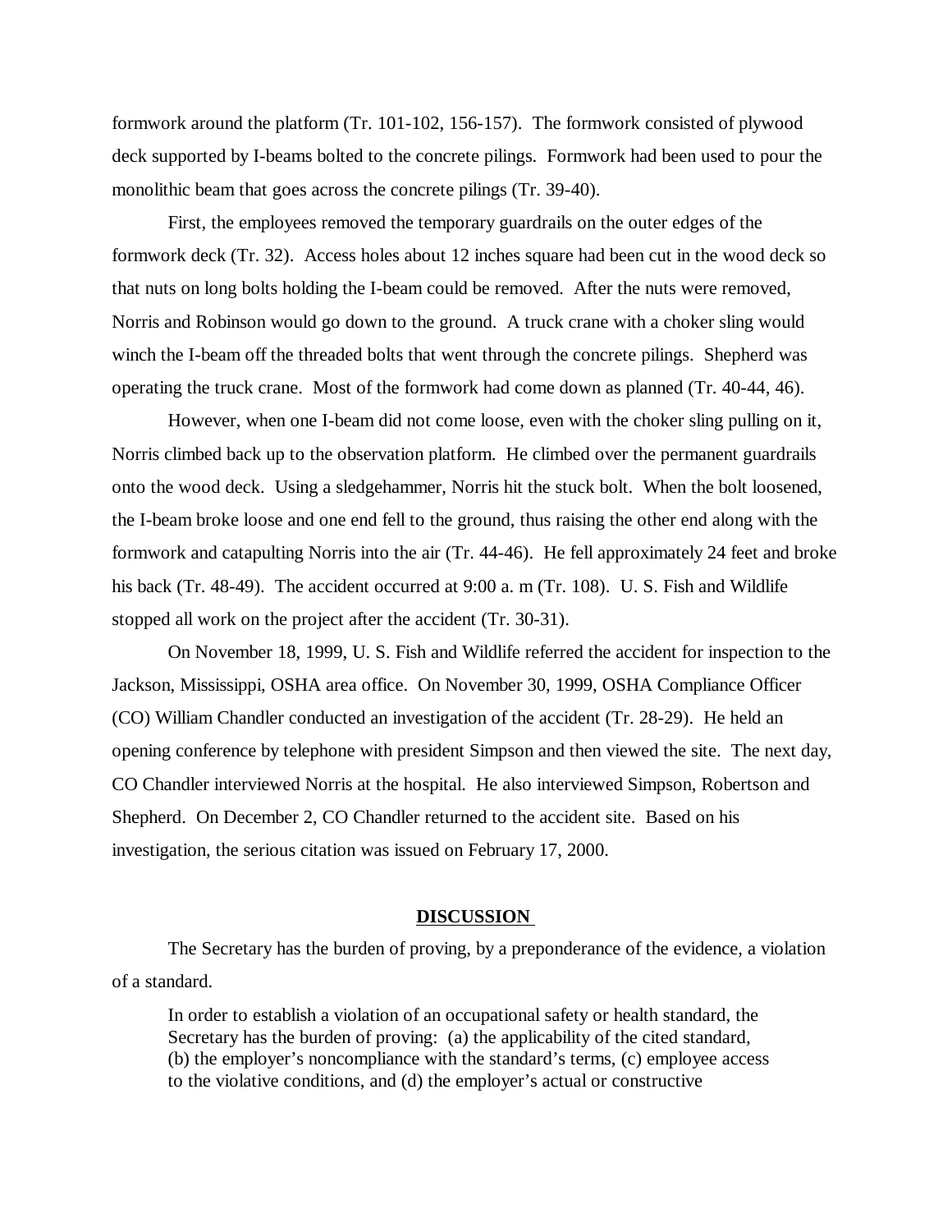formwork around the platform (Tr. 101-102, 156-157). The formwork consisted of plywood deck supported by I-beams bolted to the concrete pilings. Formwork had been used to pour the monolithic beam that goes across the concrete pilings (Tr. 39-40).

First, the employees removed the temporary guardrails on the outer edges of the formwork deck (Tr. 32). Access holes about 12 inches square had been cut in the wood deck so that nuts on long bolts holding the I-beam could be removed. After the nuts were removed, Norris and Robinson would go down to the ground. A truck crane with a choker sling would winch the I-beam off the threaded bolts that went through the concrete pilings. Shepherd was operating the truck crane. Most of the formwork had come down as planned (Tr. 40-44, 46).

However, when one I-beam did not come loose, even with the choker sling pulling on it, Norris climbed back up to the observation platform. He climbed over the permanent guardrails onto the wood deck. Using a sledgehammer, Norris hit the stuck bolt. When the bolt loosened, the I-beam broke loose and one end fell to the ground, thus raising the other end along with the formwork and catapulting Norris into the air (Tr. 44-46). He fell approximately 24 feet and broke his back (Tr. 48-49). The accident occurred at 9:00 a. m (Tr. 108). U. S. Fish and Wildlife stopped all work on the project after the accident (Tr. 30-31).

On November 18, 1999, U. S. Fish and Wildlife referred the accident for inspection to the Jackson, Mississippi, OSHA area office. On November 30, 1999, OSHA Compliance Officer (CO) William Chandler conducted an investigation of the accident (Tr. 28-29). He held an opening conference by telephone with president Simpson and then viewed the site. The next day, CO Chandler interviewed Norris at the hospital. He also interviewed Simpson, Robertson and Shepherd. On December 2, CO Chandler returned to the accident site. Based on his investigation, the serious citation was issued on February 17, 2000.

## DISCUSSION

The Secretary has the burden of proving, by a preponderance of the evidence, a violation of a standard.

> In order to establish a violation of an occupational safety or health standard, the Secretary has the burden of proving: (a) the applicability of the cited standard, (b) the employer's noncompliance with the standard's terms, (c) employee access to the violative conditions, and (d) the employer's actual or constructive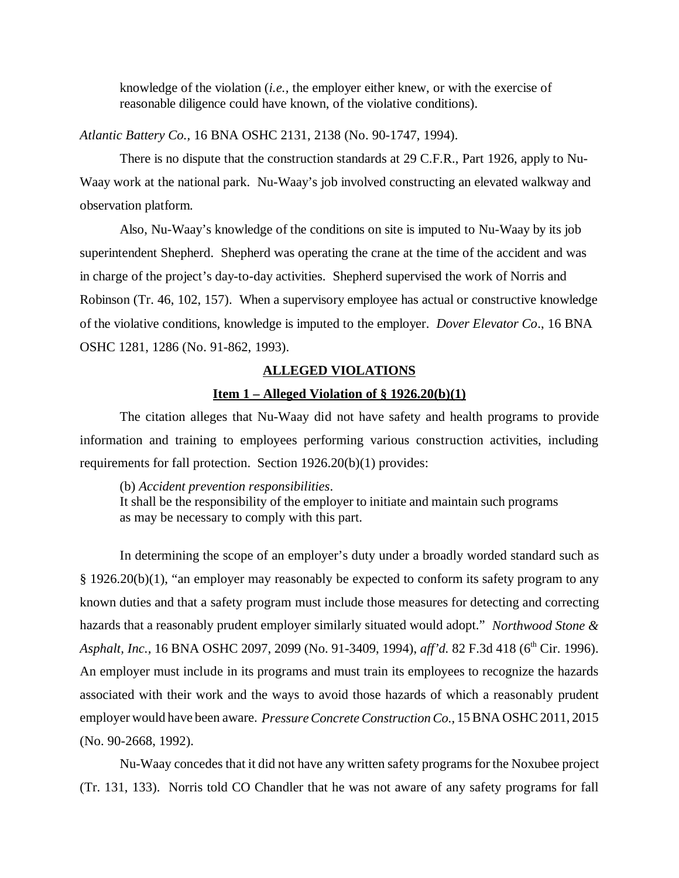knowledge of the violation (*i.e.,* the employer either knew, or with the exercise of reasonable diligence could have known, of the violative conditions).

*Atlantic Battery Co.,* 16 BNA OSHC 2131, 2138 (No. 90-1747, 1994).

There is no dispute that the construction standards at 29 C.F.R., Part 1926, apply to Nu-Waay work at the national park. Nu-Waay's job involved constructing an elevated walkway and observation platform.

Also, Nu-Waay's knowledge of the conditions on site is imputed to Nu-Waay by its job superintendent Shepherd. Shepherd was operating the crane at the time of the accident and was in charge of the project's day-to-day activities. Shepherd supervised the work of Norris and Robinson (Tr. 46, 102, 157). When a supervisory employee has actual or constructive knowledge of the violative conditions, knowledge is imputed to the employer. *Dover Elevator Co*., 16 BNA OSHC 1281, 1286 (No. 91-862, 1993).

## **ALLEGED VIOLATIONS**

### **Item 1 – Alleged Violation of § 1926.20(b)(1)**

The citation alleges that Nu-Waay did not have safety and health programs to provide information and training to employees performing various construction activities, including requirements for fall protection. Section 1926.20(b)(1) provides:

> (b) *Accident prevention responsibilities*.
> It shall be the responsibility of the employer to initiate and maintain such programs as may be necessary to comply with this part.

In determining the scope of an employer's duty under a broadly worded standard such as § 1926.20(b)(1), "an employer may reasonably be expected to conform its safety program to any known duties and that a safety program must include those measures for detecting and correcting hazards that a reasonably prudent employer similarly situated would adopt." *Northwood Stone & Asphalt, Inc.*, 16 BNA OSHC 2097, 2099 (No. 91-3409, 1994), *aff'd.* 82 F.3d 418 (6th Cir. 1996). An employer must include in its programs and must train its employees to recognize the hazards associated with their work and the ways to avoid those hazards of which a reasonably prudent employer would have been aware. *Pressure Concrete Construction Co.,* 15 BNA OSHC 2011, 2015 (No. 90-2668, 1992).

Nu-Waay concedes that it did not have any written safety programs for the Noxubee project (Tr. 131, 133). Norris told CO Chandler that he was not aware of any safety programs for fall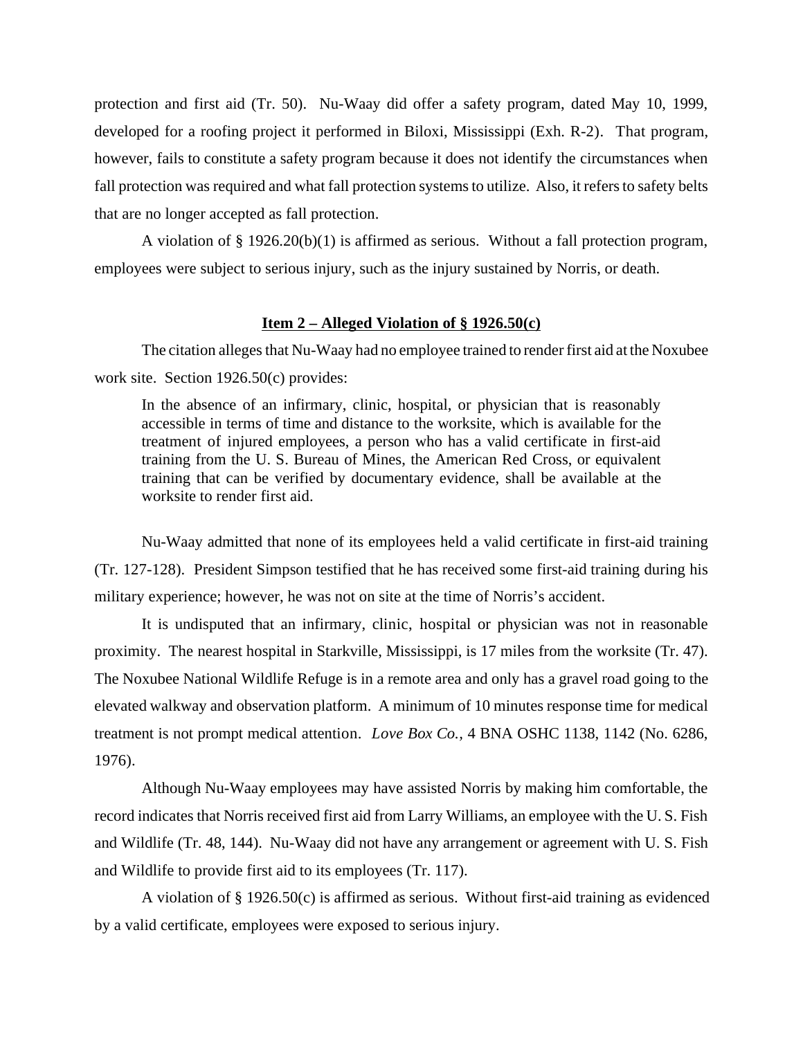protection and first aid (Tr. 50). Nu-Waay did offer a safety program, dated May 10, 1999, developed for a roofing project it performed in Biloxi, Mississippi (Exh. R-2). That program, however, fails to constitute a safety program because it does not identify the circumstances when fall protection was required and what fall protection systems to utilize. Also, it refers to safety belts that are no longer accepted as fall protection.

A violation of § 1926.20(b)(1) is affirmed as serious. Without a fall protection program, employees were subject to serious injury, such as the injury sustained by Norris, or death.

**Item 2 – Alleged Violation of § 1926.50(c)**

The citation alleges that Nu-Waay had no employee trained to render first aid at the Noxubee work site. Section 1926.50(c) provides:

> In the absence of an infirmary, clinic, hospital, or physician that is reasonably accessible in terms of time and distance to the worksite, which is available for the treatment of injured employees, a person who has a valid certificate in first-aid training from the U. S. Bureau of Mines, the American Red Cross, or equivalent training that can be verified by documentary evidence, shall be available at the worksite to render first aid.

Nu-Waay admitted that none of its employees held a valid certificate in first-aid training (Tr. 127-128). President Simpson testified that he has received some first-aid training during his military experience; however, he was not on site at the time of Norris's accident.

It is undisputed that an infirmary, clinic, hospital or physician was not in reasonable proximity. The nearest hospital in Starkville, Mississippi, is 17 miles from the worksite (Tr. 47). The Noxubee National Wildlife Refuge is in a remote area and only has a gravel road going to the elevated walkway and observation platform. A minimum of 10 minutes response time for medical treatment is not prompt medical attention. *Love Box Co.*, 4 BNA OSHC 1138, 1142 (No. 6286, 1976).

Although Nu-Waay employees may have assisted Norris by making him comfortable, the record indicates that Norris received first aid from Larry Williams, an employee with the U. S. Fish and Wildlife (Tr. 48, 144). Nu-Waay did not have any arrangement or agreement with U. S. Fish and Wildlife to provide first aid to its employees (Tr. 117).

A violation of § 1926.50(c) is affirmed as serious. Without first-aid training as evidenced by a valid certificate, employees were exposed to serious injury.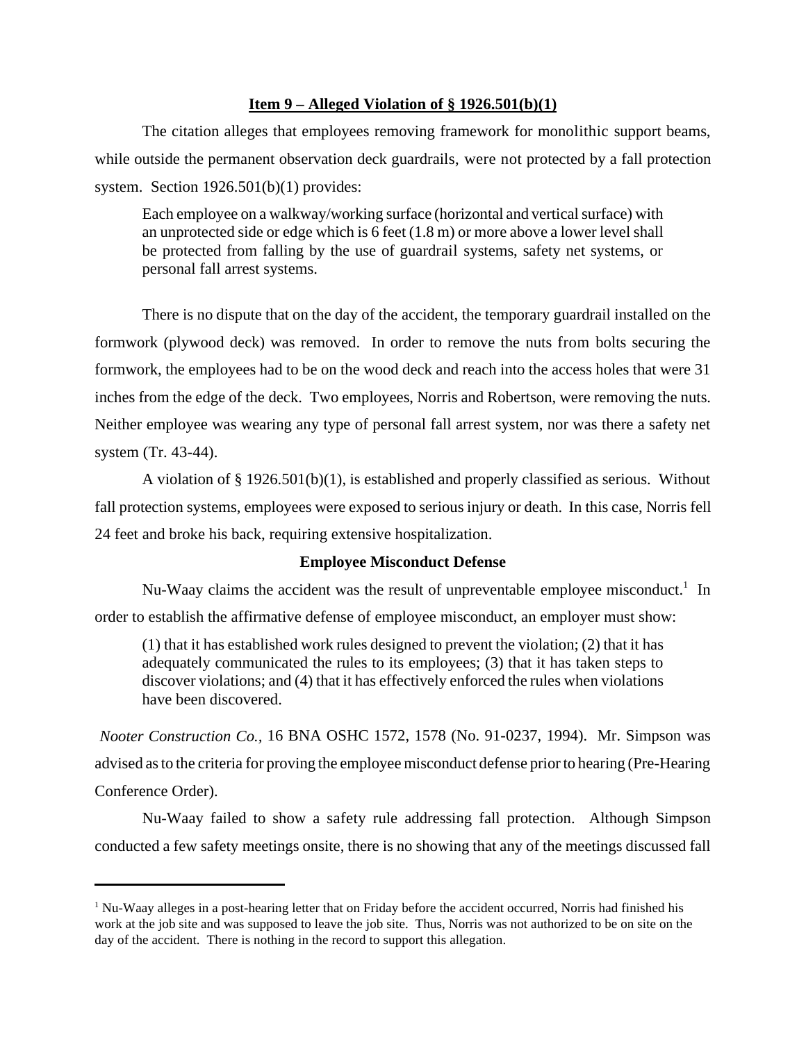**Item 9 – Alleged Violation of § 1926.501(b)(1)**

The citation alleges that employees removing framework for monolithic support beams, while outside the permanent observation deck guardrails, were not protected by a fall protection system. Section 1926.501(b)(1) provides:

> Each employee on a walkway/working surface (horizontal and vertical surface) with an unprotected side or edge which is 6 feet (1.8 m) or more above a lower level shall be protected from falling by the use of guardrail systems, safety net systems, or personal fall arrest systems.

There is no dispute that on the day of the accident, the temporary guardrail installed on the formwork (plywood deck) was removed. In order to remove the nuts from bolts securing the formwork, the employees had to be on the wood deck and reach into the access holes that were 31 inches from the edge of the deck. Two employees, Norris and Robertson, were removing the nuts. Neither employee was wearing any type of personal fall arrest system, nor was there a safety net system (Tr. 43-44).

A violation of § 1926.501(b)(1), is established and properly classified as serious. Without fall protection systems, employees were exposed to serious injury or death. In this case, Norris fell 24 feet and broke his back, requiring extensive hospitalization.

**Employee Misconduct Defense**

Nu-Waay claims the accident was the result of unpreventable employee misconduct.[1] In order to establish the affirmative defense of employee misconduct, an employer must show:

> (1) that it has established work rules designed to prevent the violation; (2) that it has adequately communicated the rules to its employees; (3) that it has taken steps to discover violations; and (4) that it has effectively enforced the rules when violations have been discovered.

*Nooter Construction Co.,* 16 BNA OSHC 1572, 1578 (No. 91-0237, 1994). Mr. Simpson was advised as to the criteria for proving the employee misconduct defense prior to hearing (Pre-Hearing Conference Order).

Nu-Waay failed to show a safety rule addressing fall protection. Although Simpson conducted a few safety meetings onsite, there is no showing that any of the meetings discussed fall

---

[1] Nu-Waay alleges in a post-hearing letter that on Friday before the accident occurred, Norris had finished his work at the job site and was supposed to leave the job site. Thus, Norris was not authorized to be on site on the day of the accident. There is nothing in the record to support this allegation.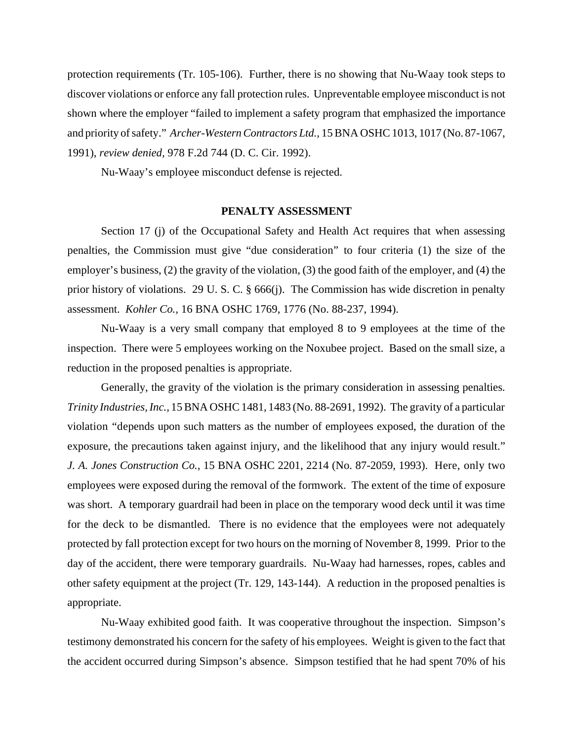protection requirements (Tr. 105-106). Further, there is no showing that Nu-Waay took steps to discover violations or enforce any fall protection rules. Unpreventable employee misconduct is not shown where the employer "failed to implement a safety program that emphasized the importance and priority of safety." *Archer-Western Contractors Ltd.*, 15 BNA OSHC 1013, 1017 (No. 87-1067, 1991), *review denied*, 978 F.2d 744 (D. C. Cir. 1992).

Nu-Waay's employee misconduct defense is rejected.

## PENALTY ASSESSMENT

Section 17 (j) of the Occupational Safety and Health Act requires that when assessing penalties, the Commission must give "due consideration" to four criteria (1) the size of the employer's business, (2) the gravity of the violation, (3) the good faith of the employer, and (4) the prior history of violations. 29 U. S. C. § 666(j). The Commission has wide discretion in penalty assessment. *Kohler Co.*, 16 BNA OSHC 1769, 1776 (No. 88-237, 1994).

Nu-Waay is a very small company that employed 8 to 9 employees at the time of the inspection. There were 5 employees working on the Noxubee project. Based on the small size, a reduction in the proposed penalties is appropriate.

Generally, the gravity of the violation is the primary consideration in assessing penalties. *Trinity Industries, Inc.*, 15 BNA OSHC 1481, 1483 (No. 88-2691, 1992). The gravity of a particular violation "depends upon such matters as the number of employees exposed, the duration of the exposure, the precautions taken against injury, and the likelihood that any injury would result." *J. A. Jones Construction Co.*, 15 BNA OSHC 2201, 2214 (No. 87-2059, 1993). Here, only two employees were exposed during the removal of the formwork. The extent of the time of exposure was short. A temporary guardrail had been in place on the temporary wood deck until it was time for the deck to be dismantled. There is no evidence that the employees were not adequately protected by fall protection except for two hours on the morning of November 8, 1999. Prior to the day of the accident, there were temporary guardrails. Nu-Waay had harnesses, ropes, cables and other safety equipment at the project (Tr. 129, 143-144). A reduction in the proposed penalties is appropriate.

Nu-Waay exhibited good faith. It was cooperative throughout the inspection. Simpson's testimony demonstrated his concern for the safety of his employees. Weight is given to the fact that the accident occurred during Simpson's absence. Simpson testified that he had spent 70% of his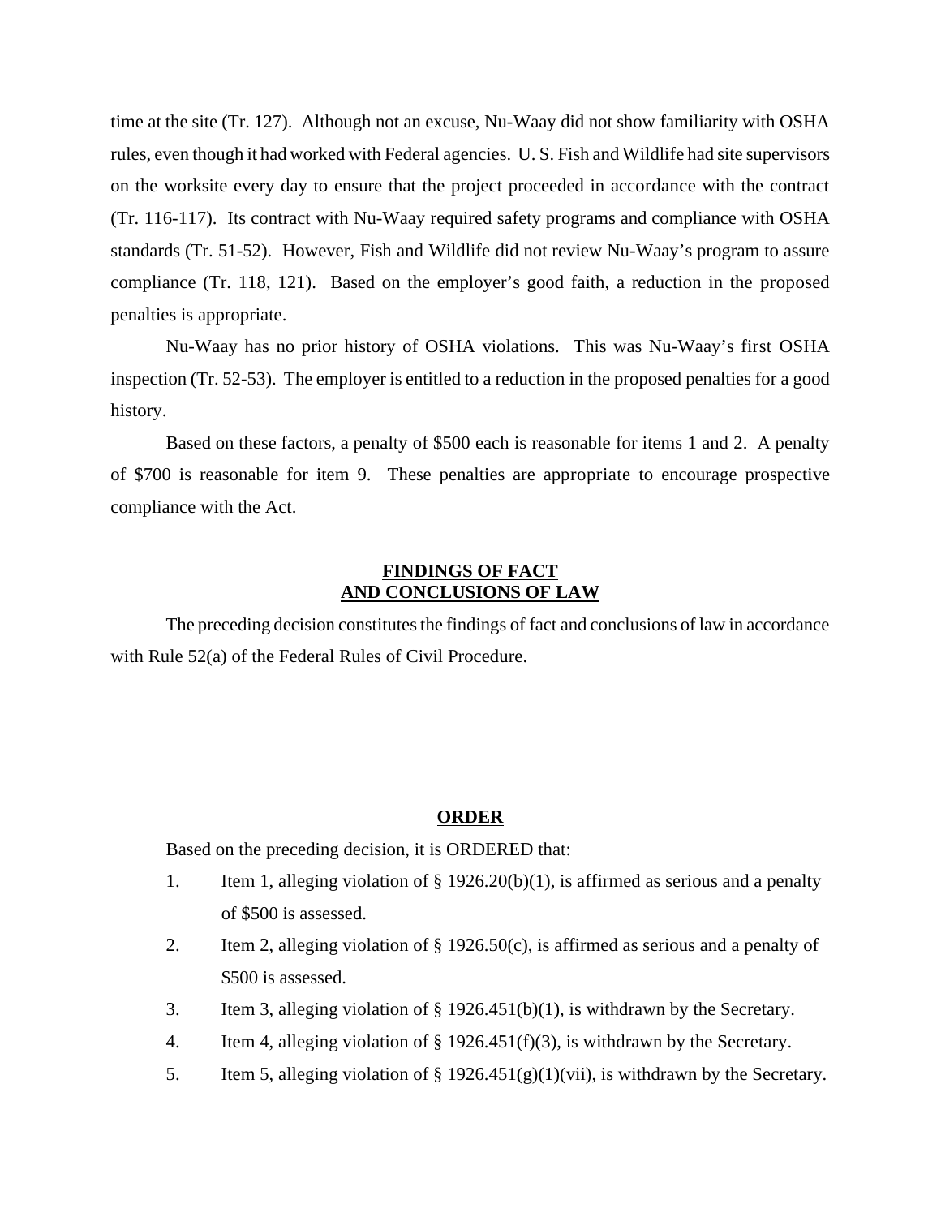time at the site (Tr. 127). Although not an excuse, Nu-Waay did not show familiarity with OSHA rules, even though it had worked with Federal agencies. U. S. Fish and Wildlife had site supervisors on the worksite every day to ensure that the project proceeded in accordance with the contract (Tr. 116-117). Its contract with Nu-Waay required safety programs and compliance with OSHA standards (Tr. 51-52). However, Fish and Wildlife did not review Nu-Waay's program to assure compliance (Tr. 118, 121). Based on the employer's good faith, a reduction in the proposed penalties is appropriate.

Nu-Waay has no prior history of OSHA violations. This was Nu-Waay's first OSHA inspection (Tr. 52-53). The employer is entitled to a reduction in the proposed penalties for a good history.

Based on these factors, a penalty of $500 each is reasonable for items 1 and 2. A penalty of $700 is reasonable for item 9. These penalties are appropriate to encourage prospective compliance with the Act.

## FINDINGS OF FACT AND CONCLUSIONS OF LAW

The preceding decision constitutes the findings of fact and conclusions of law in accordance with Rule 52(a) of the Federal Rules of Civil Procedure.

## ORDER

Based on the preceding decision, it is ORDERED that:

1. Item 1, alleging violation of § 1926.20(b)(1), is affirmed as serious and a penalty of $500 is assessed.
2. Item 2, alleging violation of § 1926.50(c), is affirmed as serious and a penalty of $500 is assessed.
3. Item 3, alleging violation of § 1926.451(b)(1), is withdrawn by the Secretary.
4. Item 4, alleging violation of § 1926.451(f)(3), is withdrawn by the Secretary.
5. Item 5, alleging violation of § 1926.451(g)(1)(vii), is withdrawn by the Secretary.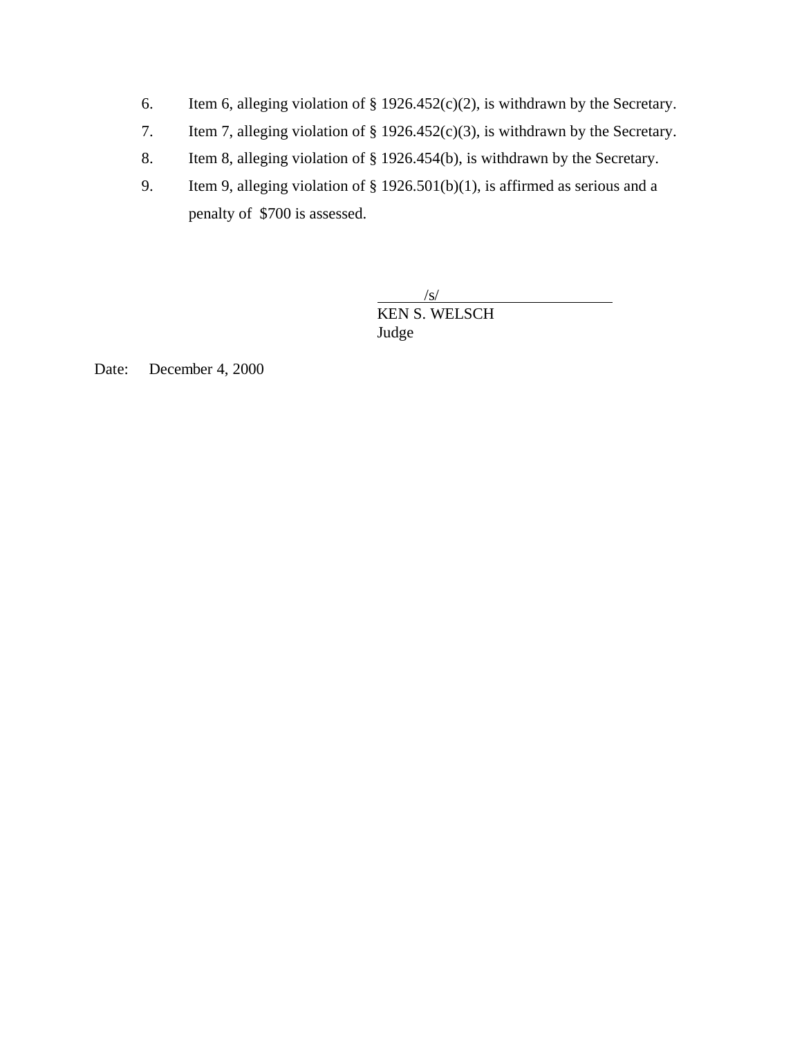6. Item 6, alleging violation of § 1926.452(c)(2), is withdrawn by the Secretary.
7. Item 7, alleging violation of § 1926.452(c)(3), is withdrawn by the Secretary.
8. Item 8, alleging violation of § 1926.454(b), is withdrawn by the Secretary.
9. Item 9, alleging violation of § 1926.501(b)(1), is affirmed as serious and a penalty of $700 is assessed.

/s/
KEN S. WELSCH
Judge

Date: December 4, 2000